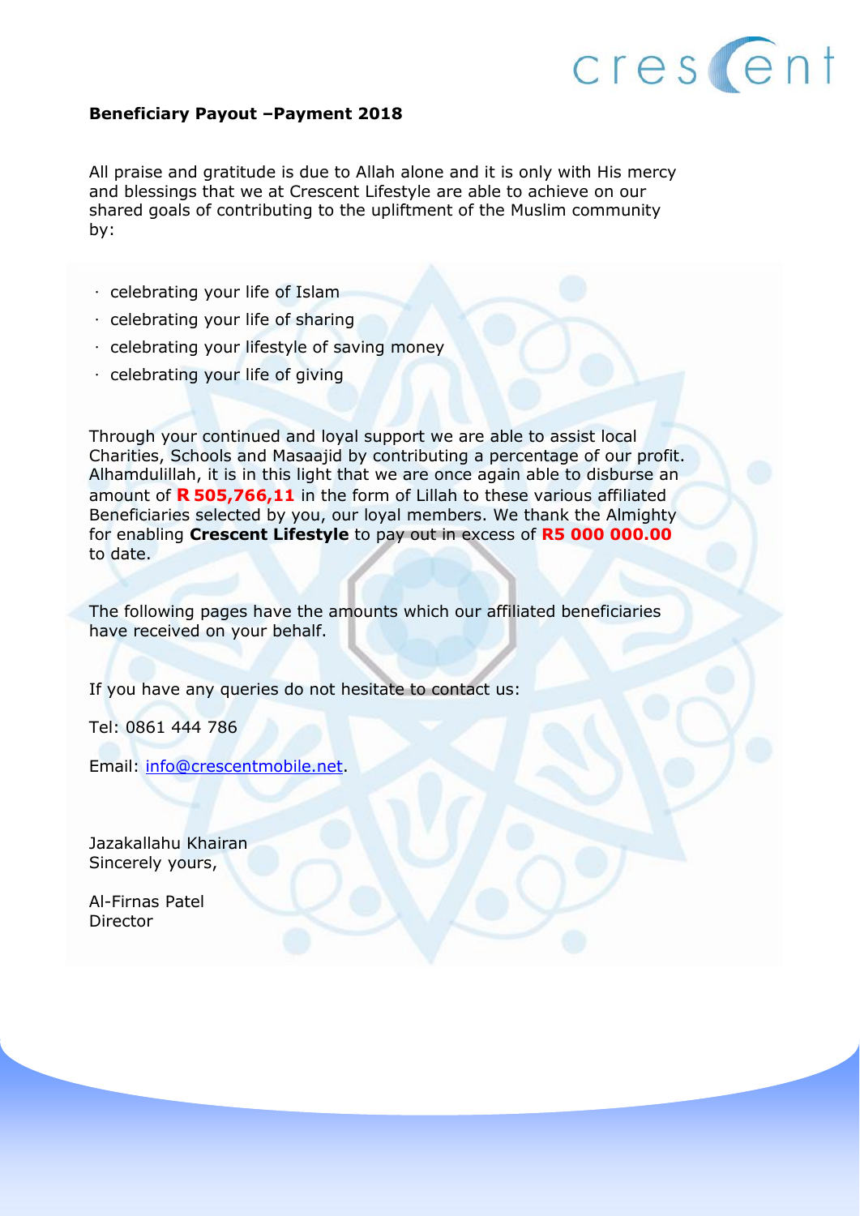**Beneficiary Payout –Payment 2018**

All praise and gratitude is due to Allah alone and it is only with His mercy and blessings that we at Crescent Lifestyle are able to achieve on our shared goals of contributing to the upliftment of the Muslim community by:

- celebrating your life of Islam
- celebrating your life of sharing
- celebrating your lifestyle of saving money
- celebrating your life of giving

Through your continued and loyal support we are able to assist local Charities, Schools and Masaajid by contributing a percentage of our profit. Alhamdulillah, it is in this light that we are once again able to disburse an amount of **R 505,766,11** in the form of Lillah to these various affiliated Beneficiaries selected by you, our loyal members. We thank the Almighty for enabling **Crescent Lifestyle** to pay out in excess of **R5 000 000.00** to date.

The following pages have the amounts which our affiliated beneficiaries have received on your behalf.

If you have any queries do not hesitate to contact us:

Tel: 0861 444 786

Email: info@crescentmobile.net.

Jazakallahu Khairan
Sincerely yours,

Al-Firnas Patel
Director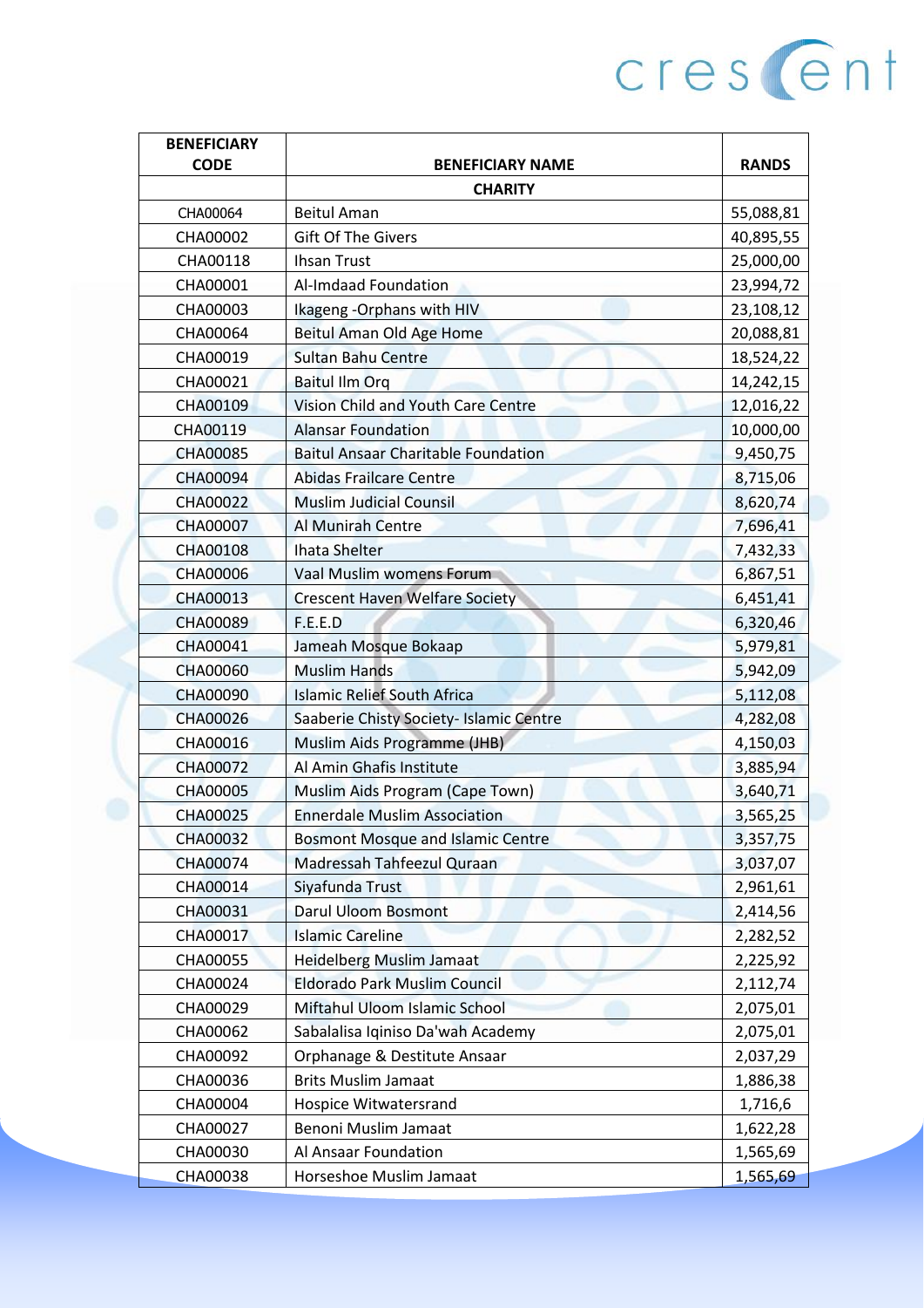crescent

| BENEFICIARY CODE | BENEFICIARY NAME | RANDS |
|---|---|---|
| | **CHARITY** | |
| CHA00064 | Beitul Aman | 55,088,81 |
| CHA00002 | Gift Of The Givers | 40,895,55 |
| CHA00118 | Ihsan Trust | 25,000,00 |
| CHA00001 | Al-Imdaad Foundation | 23,994,72 |
| CHA00003 | Ikageng -Orphans with HIV | 23,108,12 |
| CHA00064 | Beitul Aman Old Age Home | 20,088,81 |
| CHA00019 | Sultan Bahu Centre | 18,524,22 |
| CHA00021 | Baitul Ilm Orq | 14,242,15 |
| CHA00109 | Vision Child and Youth Care Centre | 12,016,22 |
| CHA00119 | Alansar Foundation | 10,000,00 |
| CHA00085 | Baitul Ansaar Charitable Foundation | 9,450,75 |
| CHA00094 | Abidas Frailcare Centre | 8,715,06 |
| CHA00022 | Muslim Judicial Counsil | 8,620,74 |
| CHA00007 | Al Munirah Centre | 7,696,41 |
| CHA00108 | Ihata Shelter | 7,432,33 |
| CHA00006 | Vaal Muslim womens Forum | 6,867,51 |
| CHA00013 | Crescent Haven Welfare Society | 6,451,41 |
| CHA00089 | F.E.E.D | 6,320,46 |
| CHA00041 | Jameah Mosque Bokaap | 5,979,81 |
| CHA00060 | Muslim Hands | 5,942,09 |
| CHA00090 | Islamic Relief South Africa | 5,112,08 |
| CHA00026 | Saaberie Chisty Society- Islamic Centre | 4,282,08 |
| CHA00016 | Muslim Aids Programme (JHB) | 4,150,03 |
| CHA00072 | Al Amin Ghafis Institute | 3,885,94 |
| CHA00005 | Muslim Aids Program (Cape Town) | 3,640,71 |
| CHA00025 | Ennerdale Muslim Association | 3,565,25 |
| CHA00032 | Bosmont Mosque and Islamic Centre | 3,357,75 |
| CHA00074 | Madressah Tahfeezul Quraan | 3,037,07 |
| CHA00014 | Siyafunda Trust | 2,961,61 |
| CHA00031 | Darul Uloom Bosmont | 2,414,56 |
| CHA00017 | Islamic Careline | 2,282,52 |
| CHA00055 | Heidelberg Muslim Jamaat | 2,225,92 |
| CHA00024 | Eldorado Park Muslim Council | 2,112,74 |
| CHA00029 | Miftahul Uloom Islamic School | 2,075,01 |
| CHA00062 | Sabalalisa Iqiniso Da'wah Academy | 2,075,01 |
| CHA00092 | Orphanage & Destitute Ansaar | 2,037,29 |
| CHA00036 | Brits Muslim Jamaat | 1,886,38 |
| CHA00004 | Hospice Witwatersrand | 1,716,6 |
| CHA00027 | Benoni Muslim Jamaat | 1,622,28 |
| CHA00030 | Al Ansaar Foundation | 1,565,69 |
| CHA00038 | Horseshoe Muslim Jamaat | 1,565,69 |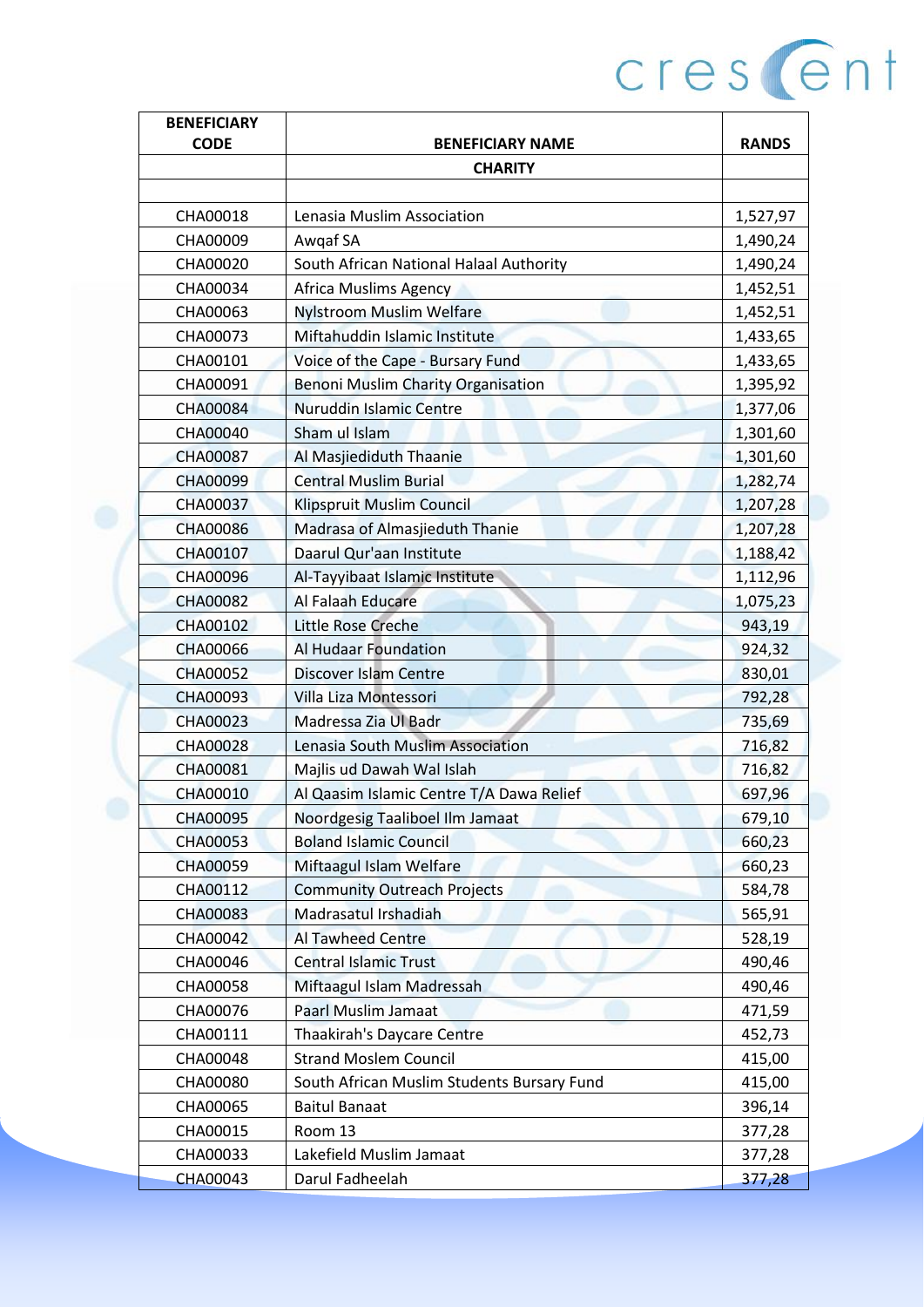| BENEFICIARY CODE | BENEFICIARY NAME | RANDS |
|---|---|---|
| | **CHARITY** | |
| | | |
| CHA00018 | Lenasia Muslim Association | 1,527,97 |
| CHA00009 | Awqaf SA | 1,490,24 |
| CHA00020 | South African National Halaal Authority | 1,490,24 |
| CHA00034 | Africa Muslims Agency | 1,452,51 |
| CHA00063 | Nylstroom Muslim Welfare | 1,452,51 |
| CHA00073 | Miftahuddin Islamic Institute | 1,433,65 |
| CHA00101 | Voice of the Cape - Bursary Fund | 1,433,65 |
| CHA00091 | Benoni Muslim Charity Organisation | 1,395,92 |
| CHA00084 | Nuruddin Islamic Centre | 1,377,06 |
| CHA00040 | Sham ul Islam | 1,301,60 |
| CHA00087 | Al Masjiediduth Thaanie | 1,301,60 |
| CHA00099 | Central Muslim Burial | 1,282,74 |
| CHA00037 | Klipspruit Muslim Council | 1,207,28 |
| CHA00086 | Madrasa of Almasjieduth Thanie | 1,207,28 |
| CHA00107 | Daarul Qur'aan Institute | 1,188,42 |
| CHA00096 | Al-Tayyibaat Islamic Institute | 1,112,96 |
| CHA00082 | Al Falaah Educare | 1,075,23 |
| CHA00102 | Little Rose Creche | 943,19 |
| CHA00066 | Al Hudaar Foundation | 924,32 |
| CHA00052 | Discover Islam Centre | 830,01 |
| CHA00093 | Villa Liza Montessori | 792,28 |
| CHA00023 | Madressa Zia Ul Badr | 735,69 |
| CHA00028 | Lenasia South Muslim Association | 716,82 |
| CHA00081 | Majlis ud Dawah Wal Islah | 716,82 |
| CHA00010 | Al Qaasim Islamic Centre T/A Dawa Relief | 697,96 |
| CHA00095 | Noordgesig Taaliboel Ilm Jamaat | 679,10 |
| CHA00053 | Boland Islamic Council | 660,23 |
| CHA00059 | Miftaagul Islam Welfare | 660,23 |
| CHA00112 | Community Outreach Projects | 584,78 |
| CHA00083 | Madrasatul Irshadiah | 565,91 |
| CHA00042 | Al Tawheed Centre | 528,19 |
| CHA00046 | Central Islamic Trust | 490,46 |
| CHA00058 | Miftaagul Islam Madressah | 490,46 |
| CHA00076 | Paarl Muslim Jamaat | 471,59 |
| CHA00111 | Thaakirah's Daycare Centre | 452,73 |
| CHA00048 | Strand Moslem Council | 415,00 |
| CHA00080 | South African Muslim Students Bursary Fund | 415,00 |
| CHA00065 | Baitul Banaat | 396,14 |
| CHA00015 | Room 13 | 377,28 |
| CHA00033 | Lakefield Muslim Jamaat | 377,28 |
| CHA00043 | Darul Fadheelah | 377,28 |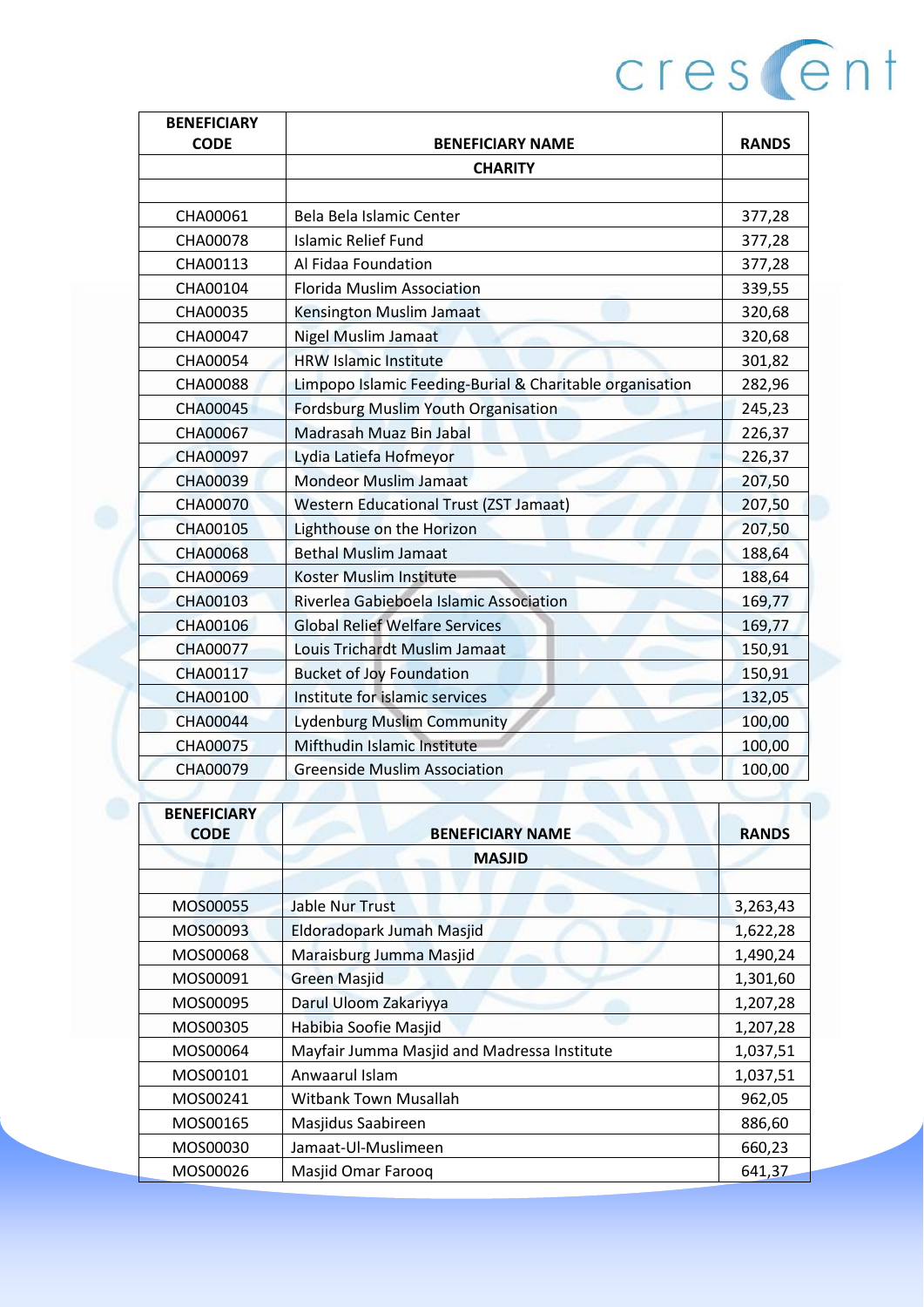| BENEFICIARY CODE | BENEFICIARY NAME | RANDS |
|---|---|---|
| | **CHARITY** | |
| | | |
| CHA00061 | Bela Bela Islamic Center | 377,28 |
| CHA00078 | Islamic Relief Fund | 377,28 |
| CHA00113 | Al Fidaa Foundation | 377,28 |
| CHA00104 | Florida Muslim Association | 339,55 |
| CHA00035 | Kensington Muslim Jamaat | 320,68 |
| CHA00047 | Nigel Muslim Jamaat | 320,68 |
| CHA00054 | HRW Islamic Institute | 301,82 |
| CHA00088 | Limpopo Islamic Feeding-Burial & Charitable organisation | 282,96 |
| CHA00045 | Fordsburg Muslim Youth Organisation | 245,23 |
| CHA00067 | Madrasah Muaz Bin Jabal | 226,37 |
| CHA00097 | Lydia Latiefa Hofmeyor | 226,37 |
| CHA00039 | Mondeor Muslim Jamaat | 207,50 |
| CHA00070 | Western Educational Trust (ZST Jamaat) | 207,50 |
| CHA00105 | Lighthouse on the Horizon | 207,50 |
| CHA00068 | Bethal Muslim Jamaat | 188,64 |
| CHA00069 | Koster Muslim Institute | 188,64 |
| CHA00103 | Riverlea Gabieboela Islamic Association | 169,77 |
| CHA00106 | Global Relief Welfare Services | 169,77 |
| CHA00077 | Louis Trichardt Muslim Jamaat | 150,91 |
| CHA00117 | Bucket of Joy Foundation | 150,91 |
| CHA00100 | Institute for islamic services | 132,05 |
| CHA00044 | Lydenburg Muslim Community | 100,00 |
| CHA00075 | Mifthudin Islamic Institute | 100,00 |
| CHA00079 | Greenside Muslim Association | 100,00 |

| BENEFICIARY CODE | BENEFICIARY NAME | RANDS |
|---|---|---|
| | **MASJID** | |
| | | |
| MOS00055 | Jable Nur Trust | 3,263,43 |
| MOS00093 | Eldoradopark Jumah Masjid | 1,622,28 |
| MOS00068 | Maraisburg Jumma Masjid | 1,490,24 |
| MOS00091 | Green Masjid | 1,301,60 |
| MOS00095 | Darul Uloom Zakariyya | 1,207,28 |
| MOS00305 | Habibia Soofie Masjid | 1,207,28 |
| MOS00064 | Mayfair Jumma Masjid and Madressa Institute | 1,037,51 |
| MOS00101 | Anwaarul Islam | 1,037,51 |
| MOS00241 | Witbank Town Musallah | 962,05 |
| MOS00165 | Masjidus Saabireen | 886,60 |
| MOS00030 | Jamaat-Ul-Muslimeen | 660,23 |
| MOS00026 | Masjid Omar Farooq | 641,37 |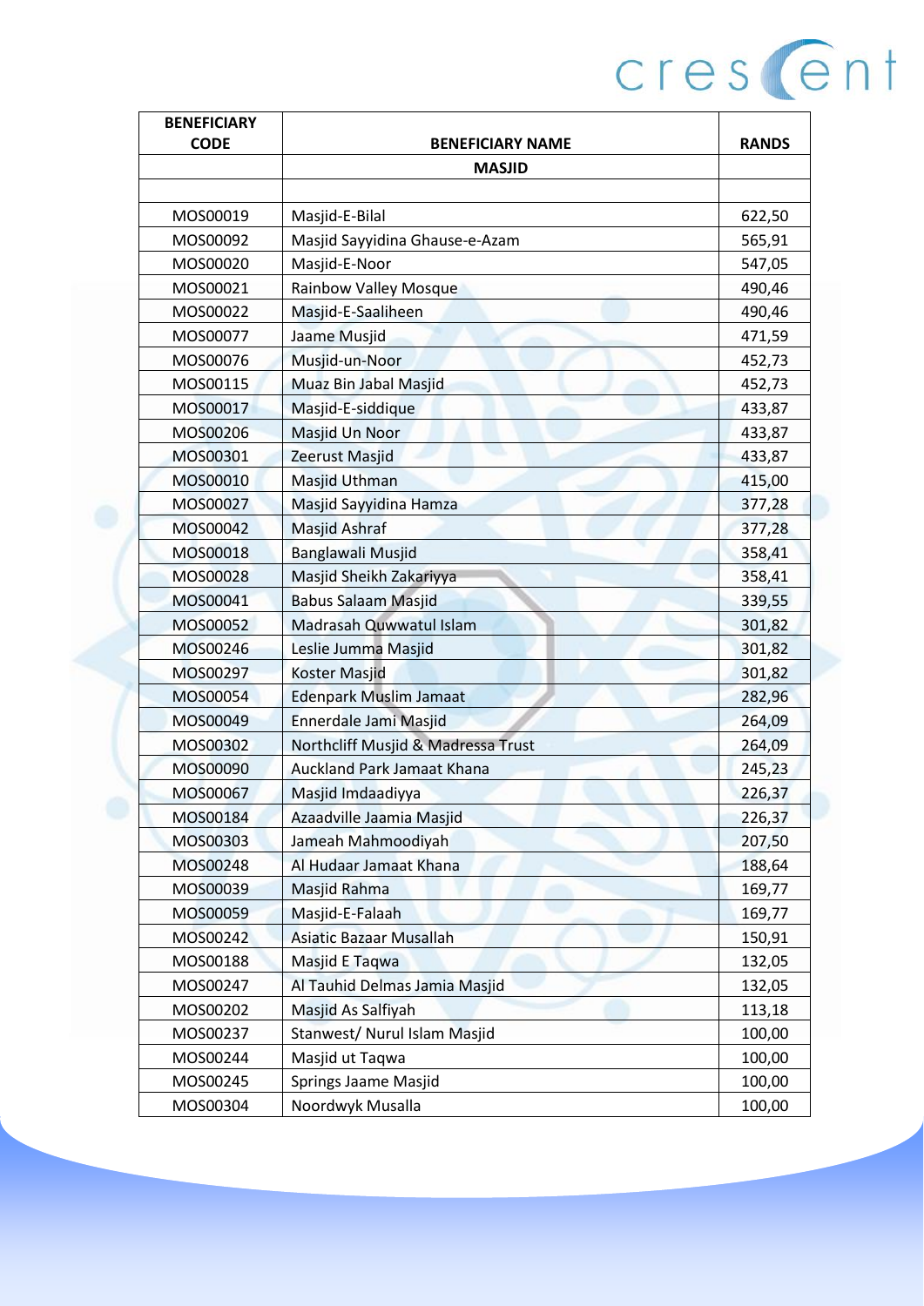| BENEFICIARY CODE | BENEFICIARY NAME | RANDS |
|---|---|---|
| | **MASJID** | |
| | | |
| MOS00019 | Masjid-E-Bilal | 622,50 |
| MOS00092 | Masjid Sayyidina Ghause-e-Azam | 565,91 |
| MOS00020 | Masjid-E-Noor | 547,05 |
| MOS00021 | Rainbow Valley Mosque | 490,46 |
| MOS00022 | Masjid-E-Saaliheen | 490,46 |
| MOS00077 | Jaame Musjid | 471,59 |
| MOS00076 | Musjid-un-Noor | 452,73 |
| MOS00115 | Muaz Bin Jabal Masjid | 452,73 |
| MOS00017 | Masjid-E-siddique | 433,87 |
| MOS00206 | Masjid Un Noor | 433,87 |
| MOS00301 | Zeerust Masjid | 433,87 |
| MOS00010 | Masjid Uthman | 415,00 |
| MOS00027 | Masjid Sayyidina Hamza | 377,28 |
| MOS00042 | Masjid Ashraf | 377,28 |
| MOS00018 | Banglawali Musjid | 358,41 |
| MOS00028 | Masjid Sheikh Zakariyya | 358,41 |
| MOS00041 | Babus Salaam Masjid | 339,55 |
| MOS00052 | Madrasah Quwwatul Islam | 301,82 |
| MOS00246 | Leslie Jumma Masjid | 301,82 |
| MOS00297 | Koster Masjid | 301,82 |
| MOS00054 | Edenpark Muslim Jamaat | 282,96 |
| MOS00049 | Ennerdale Jami Masjid | 264,09 |
| MOS00302 | Northcliff Musjid & Madressa Trust | 264,09 |
| MOS00090 | Auckland Park Jamaat Khana | 245,23 |
| MOS00067 | Masjid Imdaadiyya | 226,37 |
| MOS00184 | Azaadville Jaamia Masjid | 226,37 |
| MOS00303 | Jameah Mahmoodiyah | 207,50 |
| MOS00248 | Al Hudaar Jamaat Khana | 188,64 |
| MOS00039 | Masjid Rahma | 169,77 |
| MOS00059 | Masjid-E-Falaah | 169,77 |
| MOS00242 | Asiatic Bazaar Musallah | 150,91 |
| MOS00188 | Masjid E Taqwa | 132,05 |
| MOS00247 | Al Tauhid Delmas Jamia Masjid | 132,05 |
| MOS00202 | Masjid As Salfiyah | 113,18 |
| MOS00237 | Stanwest/ Nurul Islam Masjid | 100,00 |
| MOS00244 | Masjid ut Taqwa | 100,00 |
| MOS00245 | Springs Jaame Masjid | 100,00 |
| MOS00304 | Noordwyk Musalla | 100,00 |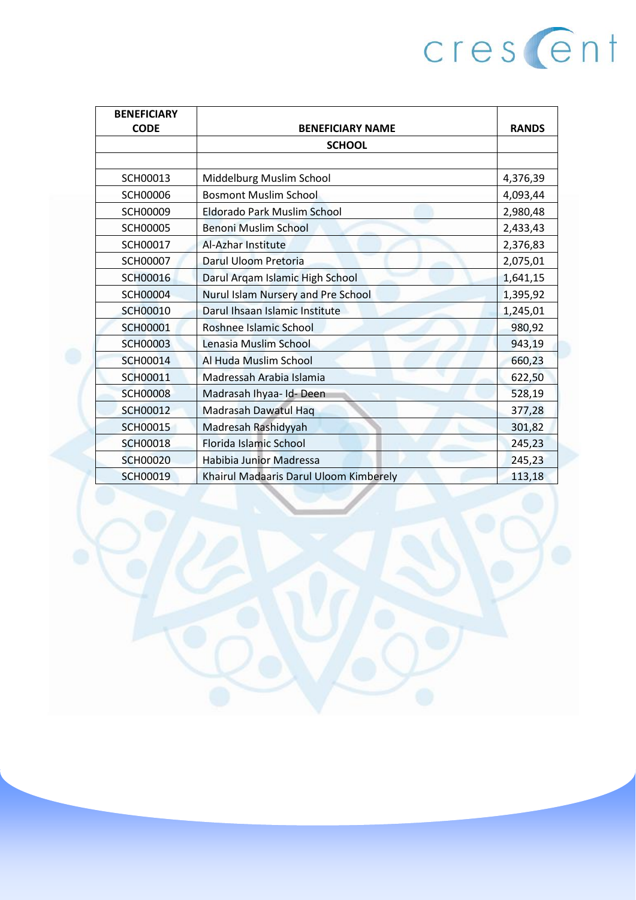| BENEFICIARY CODE | BENEFICIARY NAME | RANDS |
| --- | --- | --- |
| | SCHOOL | |
| | | |
| SCH00013 | Middelburg Muslim School | 4,376,39 |
| SCH00006 | Bosmont Muslim School | 4,093,44 |
| SCH00009 | Eldorado Park Muslim School | 2,980,48 |
| SCH00005 | Benoni Muslim School | 2,433,43 |
| SCH00017 | Al-Azhar Institute | 2,376,83 |
| SCH00007 | Darul Uloom Pretoria | 2,075,01 |
| SCH00016 | Darul Arqam Islamic High School | 1,641,15 |
| SCH00004 | Nurul Islam Nursery and Pre School | 1,395,92 |
| SCH00010 | Darul Ihsaan Islamic Institute | 1,245,01 |
| SCH00001 | Roshnee Islamic School | 980,92 |
| SCH00003 | Lenasia Muslim School | 943,19 |
| SCH00014 | Al Huda Muslim School | 660,23 |
| SCH00011 | Madressah Arabia Islamia | 622,50 |
| SCH00008 | Madrasah Ihyaa- Id- Deen | 528,19 |
| SCH00012 | Madrasah Dawatul Haq | 377,28 |
| SCH00015 | Madresah Rashidyyah | 301,82 |
| SCH00018 | Florida Islamic School | 245,23 |
| SCH00020 | Habibia Junior Madressa | 245,23 |
| SCH00019 | Khairul Madaaris Darul Uloom Kimberely | 113,18 |